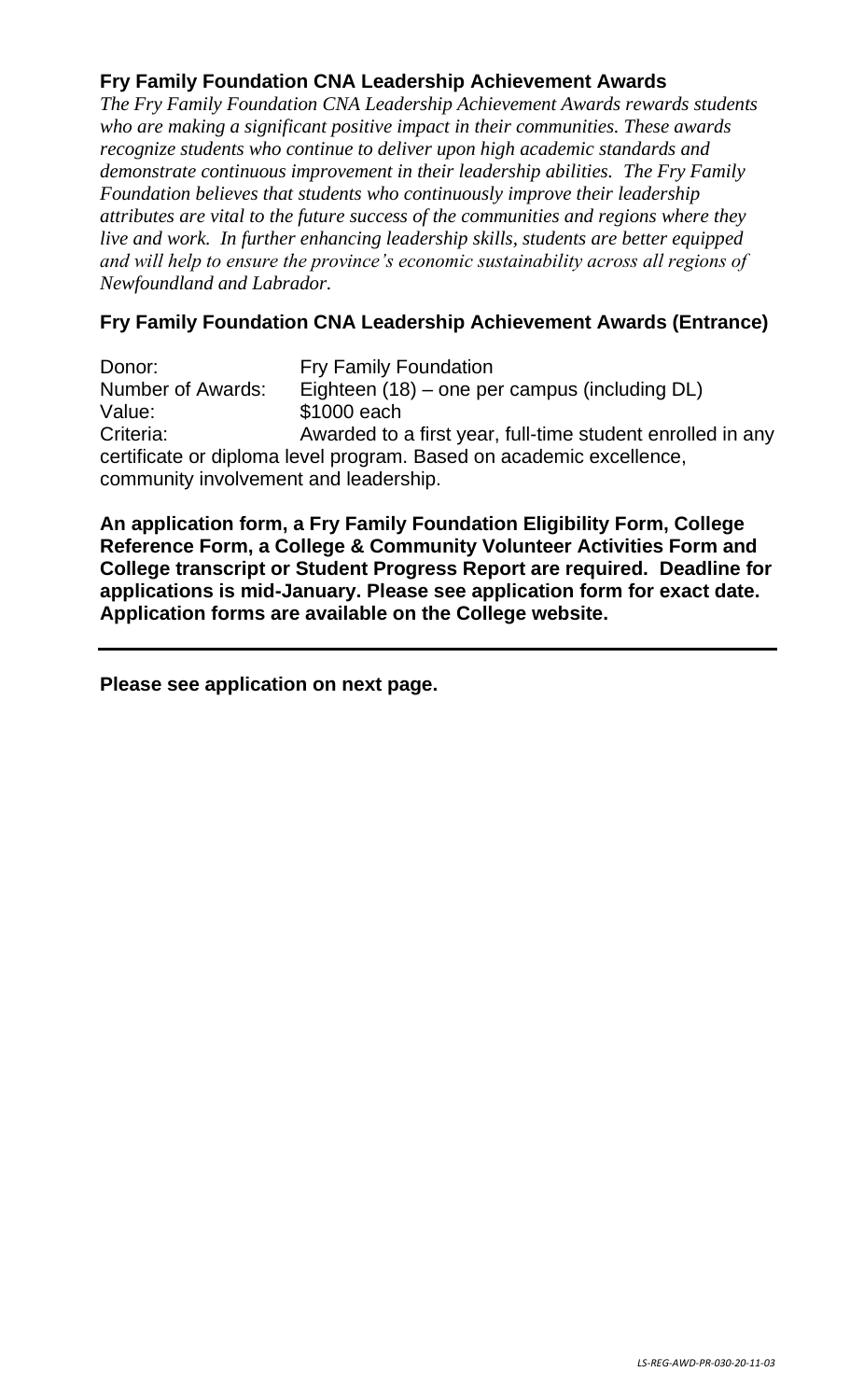## Fry Family Foundation CNA Leadership Achievement Awards

*The Fry Family Foundation CNA Leadership Achievement Awards rewards students who are making a significant positive impact in their communities. These awards recognize students who continue to deliver upon high academic standards and demonstrate continuous improvement in their leadership abilities. The Fry Family Foundation believes that students who continuously improve their leadership attributes are vital to the future success of the communities and regions where they live and work. In further enhancing leadership skills, students are better equipped and will help to ensure the province's economic sustainability across all regions of Newfoundland and Labrador.*

### Fry Family Foundation CNA Leadership Achievement Awards (Entrance)

Donor: Fry Family Foundation
Number of Awards: Eighteen (18) – one per campus (including DL)
Value: $1000 each
Criteria: Awarded to a first year, full-time student enrolled in any certificate or diploma level program. Based on academic excellence, community involvement and leadership.

**An application form, a Fry Family Foundation Eligibility Form, College Reference Form, a College & Community Volunteer Activities Form and College transcript or Student Progress Report are required. Deadline for applications is mid-January. Please see application form for exact date. Application forms are available on the College website.**

---

**Please see application on next page.**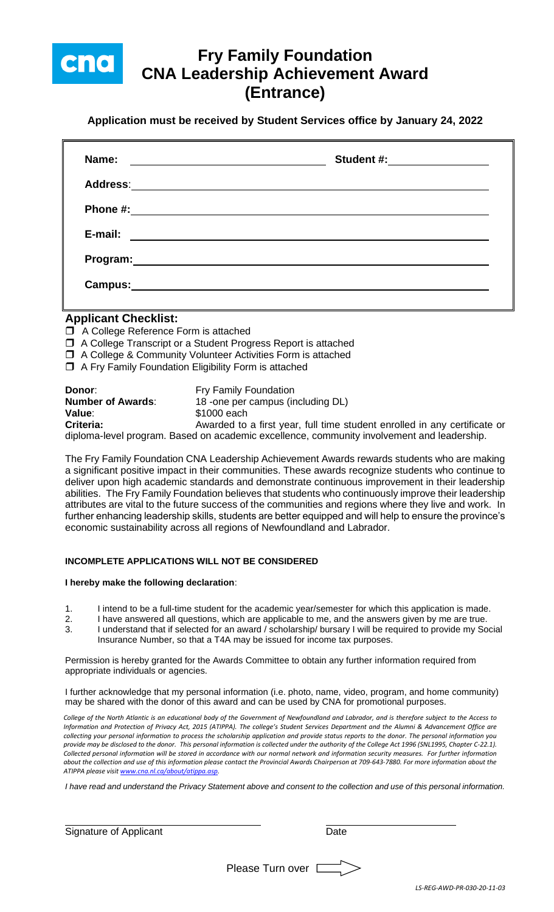# Fry Family Foundation CNA Leadership Achievement Award (Entrance)

**Application must be received by Student Services office by January 24, 2022**

**Name:** ______________________ **Student #:** ______________

**Address**: ______________________

**Phone #:** ______________________

**E-mail:** ______________________

**Program:** ______________________

**Campus:** ______________________

## Applicant Checklist:

- ☐ A College Reference Form is attached
- ☐ A College Transcript or a Student Progress Report is attached
- ☐ A College & Community Volunteer Activities Form is attached
- ☐ A Fry Family Foundation Eligibility Form is attached

**Donor**: Fry Family Foundation
**Number of Awards**: 18 -one per campus (including DL)
**Value**: $1000 each
**Criteria:** Awarded to a first year, full time student enrolled in any certificate or diploma-level program. Based on academic excellence, community involvement and leadership.

The Fry Family Foundation CNA Leadership Achievement Awards rewards students who are making a significant positive impact in their communities. These awards recognize students who continue to deliver upon high academic standards and demonstrate continuous improvement in their leadership abilities. The Fry Family Foundation believes that students who continuously improve their leadership attributes are vital to the future success of the communities and regions where they live and work. In further enhancing leadership skills, students are better equipped and will help to ensure the province's economic sustainability across all regions of Newfoundland and Labrador.

**INCOMPLETE APPLICATIONS WILL NOT BE CONSIDERED**

**I hereby make the following declaration**:

1. I intend to be a full-time student for the academic year/semester for which this application is made.
2. I have answered all questions, which are applicable to me, and the answers given by me are true.
3. I understand that if selected for an award / scholarship/ bursary I will be required to provide my Social Insurance Number, so that a T4A may be issued for income tax purposes.

Permission is hereby granted for the Awards Committee to obtain any further information required from appropriate individuals or agencies.

I further acknowledge that my personal information (i.e. photo, name, video, program, and home community) may be shared with the donor of this award and can be used by CNA for promotional purposes.

*College of the North Atlantic is an educational body of the Government of Newfoundland and Labrador, and is therefore subject to the Access to Information and Protection of Privacy Act, 2015 (ATIPPA). The college's Student Services Department and the Alumni & Advancement Office are collecting your personal information to process the scholarship application and provide status reports to the donor. The personal information you provide may be disclosed to the donor. This personal information is collected under the authority of the College Act 1996 (SNL1995, Chapter C-22.1). Collected personal information will be stored in accordance with our normal network and information security measures. For further information about the collection and use of this information please contact the Provincial Awards Chairperson at 709-643-7880. For more information about the ATIPPA please visit www.cna.nl.ca/about/atippa.asp.*

*I have read and understand the Privacy Statement above and consent to the collection and use of this personal information.*

______________________ ______________________
Signature of Applicant Date

Please Turn over

LS-REG-AWD-PR-030-20-11-03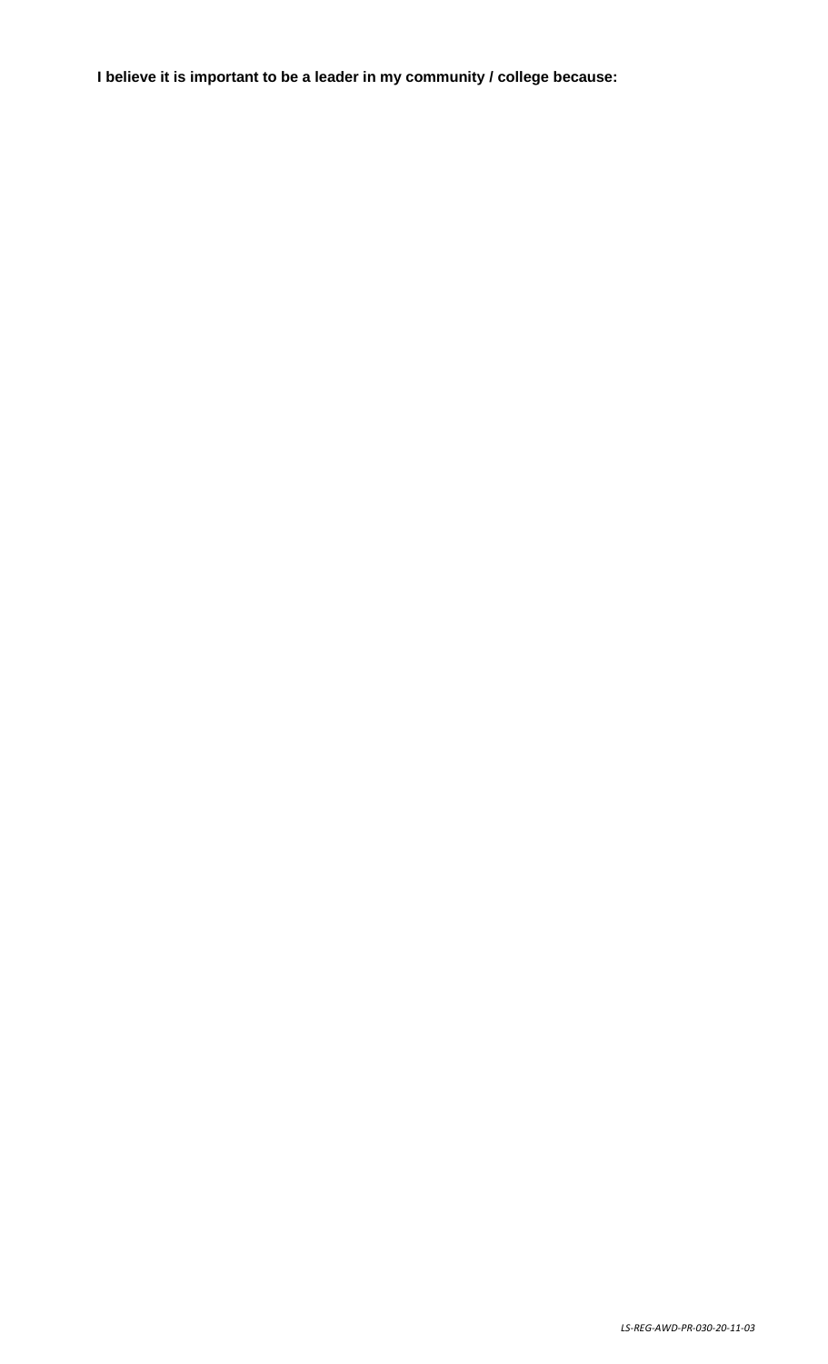**I believe it is important to be a leader in my community / college because:**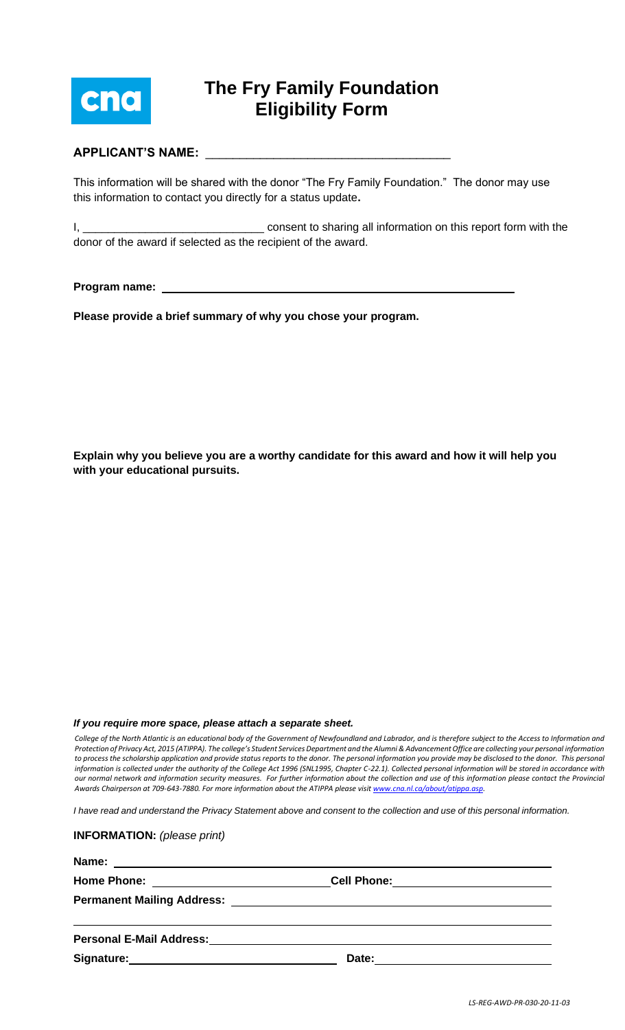# The Fry Family Foundation Eligibility Form

**APPLICANT'S NAME:** ____________________________________

This information will be shared with the donor "The Fry Family Foundation." The donor may use this information to contact you directly for a status update.

I, ____________________________ consent to sharing all information on this report form with the donor of the award if selected as the recipient of the award.

**Program name:** ____________________________________

**Please provide a brief summary of why you chose your program.**

**Explain why you believe you are a worthy candidate for this award and how it will help you with your educational pursuits.**

***If you require more space, please attach a separate sheet.***

*College of the North Atlantic is an educational body of the Government of Newfoundland and Labrador, and is therefore subject to the Access to Information and Protection of Privacy Act, 2015 (ATIPPA). The college's Student Services Department and the Alumni & Advancement Office are collecting your personal information to process the scholarship application and provide status reports to the donor. The personal information you provide may be disclosed to the donor. This personal information is collected under the authority of the College Act 1996 (SNL1995, Chapter C-22.1). Collected personal information will be stored in accordance with our normal network and information security measures. For further information about the collection and use of this information please contact the Provincial Awards Chairperson at 709-643-7880. For more information about the ATIPPA please visit www.cna.nl.ca/about/atippa.asp.*

*I have read and understand the Privacy Statement above and consent to the collection and use of this personal information.*

**INFORMATION:** *(please print)*

**Name:** ____________________________________

**Home Phone:** ____________________ **Cell Phone:** ____________________

**Permanent Mailing Address:** ____________________________________

____________________________________

**Personal E-Mail Address:** ____________________________________

**Signature:** ____________________ **Date:** ____________________

*LS-REG-AWD-PR-030-20-11-03*